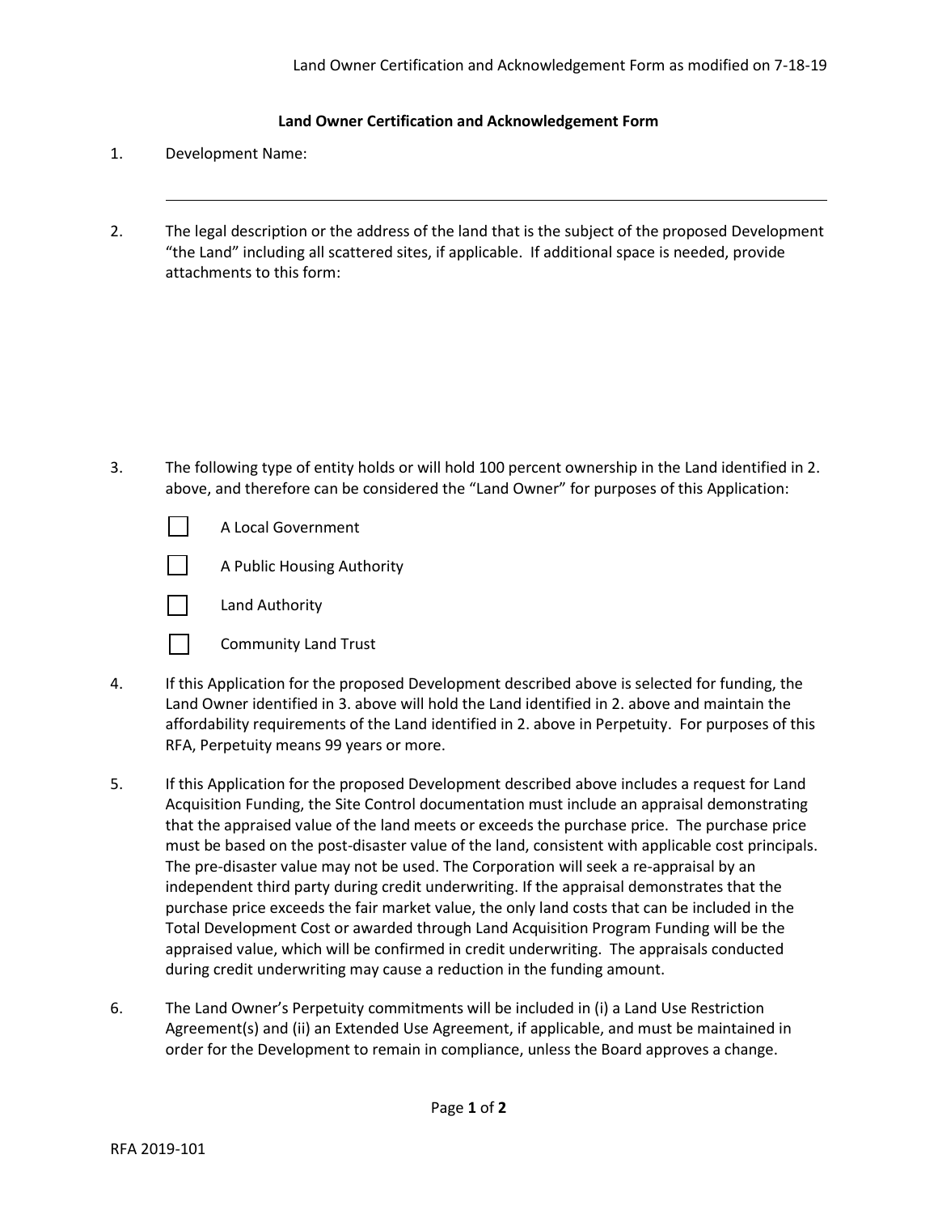## Land Owner Certification and Acknowledgement Form

1. Development Name:

_______________________________________________

2. The legal description or the address of the land that is the subject of the proposed Development "the Land" including all scattered sites, if applicable. If additional space is needed, provide attachments to this form:

3. The following type of entity holds or will hold 100 percent ownership in the Land identified in 2. above, and therefore can be considered the "Land Owner" for purposes of this Application:

   - [ ] A Local Government
   - [ ] A Public Housing Authority
   - [ ] Land Authority
   - [ ] Community Land Trust

4. If this Application for the proposed Development described above is selected for funding, the Land Owner identified in 3. above will hold the Land identified in 2. above and maintain the affordability requirements of the Land identified in 2. above in Perpetuity. For purposes of this RFA, Perpetuity means 99 years or more.

5. If this Application for the proposed Development described above includes a request for Land Acquisition Funding, the Site Control documentation must include an appraisal demonstrating that the appraised value of the land meets or exceeds the purchase price. The purchase price must be based on the post-disaster value of the land, consistent with applicable cost principals. The pre-disaster value may not be used. The Corporation will seek a re-appraisal by an independent third party during credit underwriting. If the appraisal demonstrates that the purchase price exceeds the fair market value, the only land costs that can be included in the Total Development Cost or awarded through Land Acquisition Program Funding will be the appraised value, which will be confirmed in credit underwriting. The appraisals conducted during credit underwriting may cause a reduction in the funding amount.

6. The Land Owner's Perpetuity commitments will be included in (i) a Land Use Restriction Agreement(s) and (ii) an Extended Use Agreement, if applicable, and must be maintained in order for the Development to remain in compliance, unless the Board approves a change.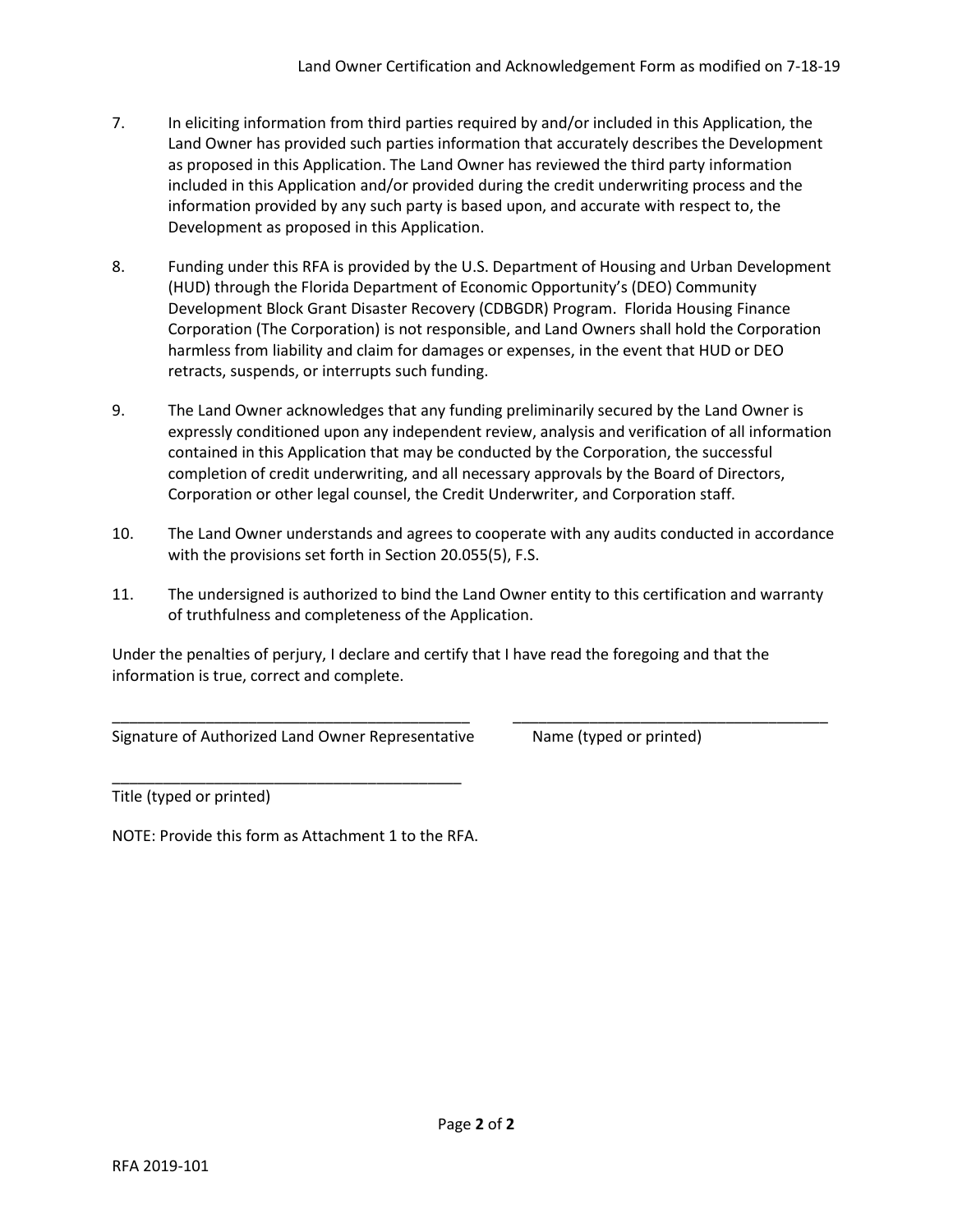7. In eliciting information from third parties required by and/or included in this Application, the Land Owner has provided such parties information that accurately describes the Development as proposed in this Application. The Land Owner has reviewed the third party information included in this Application and/or provided during the credit underwriting process and the information provided by any such party is based upon, and accurate with respect to, the Development as proposed in this Application.

8. Funding under this RFA is provided by the U.S. Department of Housing and Urban Development (HUD) through the Florida Department of Economic Opportunity's (DEO) Community Development Block Grant Disaster Recovery (CDBGDR) Program. Florida Housing Finance Corporation (The Corporation) is not responsible, and Land Owners shall hold the Corporation harmless from liability and claim for damages or expenses, in the event that HUD or DEO retracts, suspends, or interrupts such funding.

9. The Land Owner acknowledges that any funding preliminarily secured by the Land Owner is expressly conditioned upon any independent review, analysis and verification of all information contained in this Application that may be conducted by the Corporation, the successful completion of credit underwriting, and all necessary approvals by the Board of Directors, Corporation or other legal counsel, the Credit Underwriter, and Corporation staff.

10. The Land Owner understands and agrees to cooperate with any audits conducted in accordance with the provisions set forth in Section 20.055(5), F.S.

11. The undersigned is authorized to bind the Land Owner entity to this certification and warranty of truthfulness and completeness of the Application.

Under the penalties of perjury, I declare and certify that I have read the foregoing and that the information is true, correct and complete.

\_\_\_\_\_\_\_\_\_\_\_\_\_\_\_\_\_\_\_\_\_\_\_\_\_\_\_\_\_\_\_\_\_\_\_\_\_\_\_\_\_\_\_ \_\_\_\_\_\_\_\_\_\_\_\_\_\_\_\_\_\_\_\_\_\_\_\_\_\_\_\_\_\_\_\_\_\_\_\_\_\_
Signature of Authorized Land Owner Representative Name (typed or printed)

\_\_\_\_\_\_\_\_\_\_\_\_\_\_\_\_\_\_\_\_\_\_\_\_\_\_\_\_\_\_\_\_\_\_\_\_\_\_\_\_\_\_\_
Title (typed or printed)

NOTE: Provide this form as Attachment 1 to the RFA.